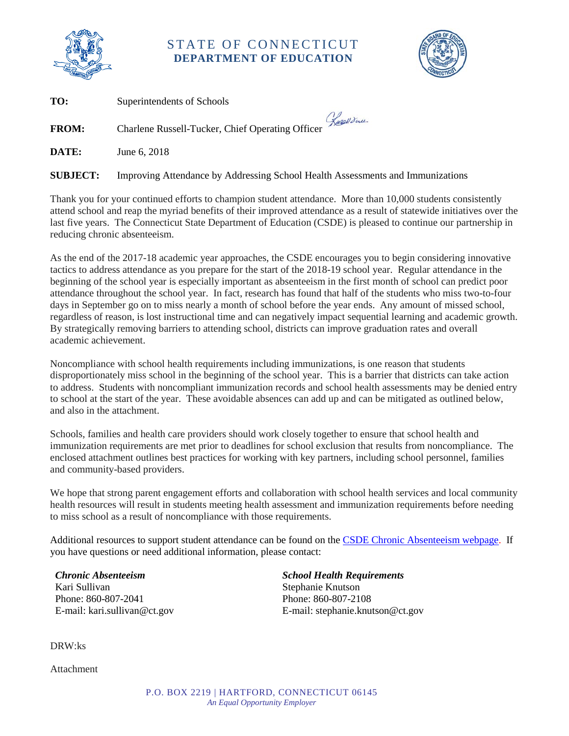# STATE OF CONNECTICUT
## DEPARTMENT OF EDUCATION

**TO:** Superintendents of Schools

**FROM:** Charlene Russell-Tucker, Chief Operating Officer

**DATE:** June 6, 2018

**SUBJECT:** Improving Attendance by Addressing School Health Assessments and Immunizations

Thank you for your continued efforts to champion student attendance. More than 10,000 students consistently attend school and reap the myriad benefits of their improved attendance as a result of statewide initiatives over the last five years. The Connecticut State Department of Education (CSDE) is pleased to continue our partnership in reducing chronic absenteeism.

As the end of the 2017-18 academic year approaches, the CSDE encourages you to begin considering innovative tactics to address attendance as you prepare for the start of the 2018-19 school year. Regular attendance in the beginning of the school year is especially important as absenteeism in the first month of school can predict poor attendance throughout the school year. In fact, research has found that half of the students who miss two-to-four days in September go on to miss nearly a month of school before the year ends. Any amount of missed school, regardless of reason, is lost instructional time and can negatively impact sequential learning and academic growth. By strategically removing barriers to attending school, districts can improve graduation rates and overall academic achievement.

Noncompliance with school health requirements including immunizations, is one reason that students disproportionately miss school in the beginning of the school year. This is a barrier that districts can take action to address. Students with noncompliant immunization records and school health assessments may be denied entry to school at the start of the year. These avoidable absences can add up and can be mitigated as outlined below, and also in the attachment.

Schools, families and health care providers should work closely together to ensure that school health and immunization requirements are met prior to deadlines for school exclusion that results from noncompliance. The enclosed attachment outlines best practices for working with key partners, including school personnel, families and community-based providers.

We hope that strong parent engagement efforts and collaboration with school health services and local community health resources will result in students meeting health assessment and immunization requirements before needing to miss school as a result of noncompliance with those requirements.

Additional resources to support student attendance can be found on the CSDE Chronic Absenteeism webpage. If you have questions or need additional information, please contact:

***Chronic Absenteeism***
Kari Sullivan
Phone: 860-807-2041
E-mail: kari.sullivan@ct.gov

***School Health Requirements***
Stephanie Knutson
Phone: 860-807-2108
E-mail: stephanie.knutson@ct.gov

DRW:ks

Attachment

P.O. BOX 2219 | HARTFORD, CONNECTICUT 06145
*An Equal Opportunity Employer*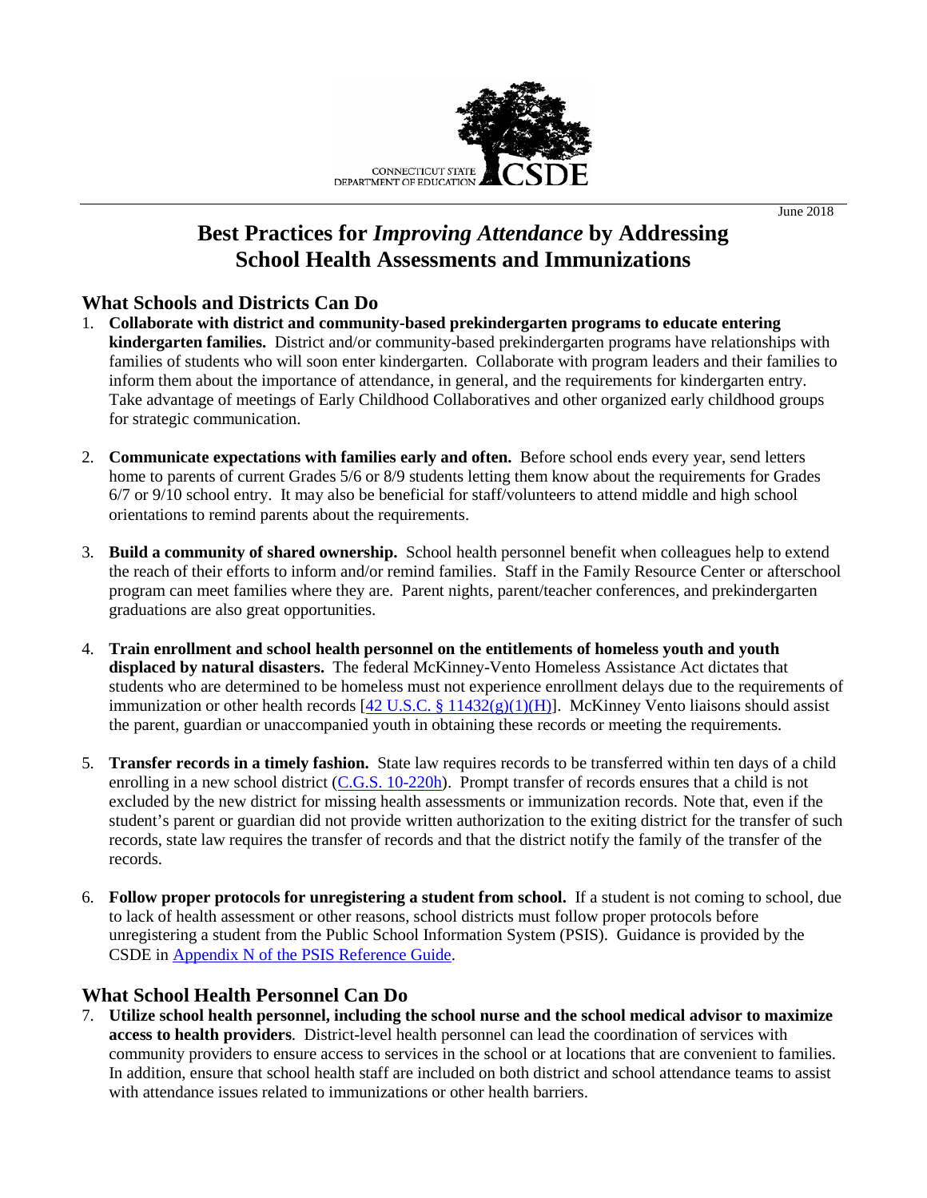June 2018

# Best Practices for *Improving Attendance* by Addressing School Health Assessments and Immunizations

## What Schools and Districts Can Do

1. **Collaborate with district and community-based prekindergarten programs to educate entering kindergarten families.** District and/or community-based prekindergarten programs have relationships with families of students who will soon enter kindergarten. Collaborate with program leaders and their families to inform them about the importance of attendance, in general, and the requirements for kindergarten entry. Take advantage of meetings of Early Childhood Collaboratives and other organized early childhood groups for strategic communication.

2. **Communicate expectations with families early and often.** Before school ends every year, send letters home to parents of current Grades 5/6 or 8/9 students letting them know about the requirements for Grades 6/7 or 9/10 school entry. It may also be beneficial for staff/volunteers to attend middle and high school orientations to remind parents about the requirements.

3. **Build a community of shared ownership.** School health personnel benefit when colleagues help to extend the reach of their efforts to inform and/or remind families. Staff in the Family Resource Center or afterschool program can meet families where they are. Parent nights, parent/teacher conferences, and prekindergarten graduations are also great opportunities.

4. **Train enrollment and school health personnel on the entitlements of homeless youth and youth displaced by natural disasters.** The federal McKinney-Vento Homeless Assistance Act dictates that students who are determined to be homeless must not experience enrollment delays due to the requirements of immunization or other health records [42 U.S.C. § 11432(g)(1)(H)]. McKinney Vento liaisons should assist the parent, guardian or unaccompanied youth in obtaining these records or meeting the requirements.

5. **Transfer records in a timely fashion.** State law requires records to be transferred within ten days of a child enrolling in a new school district (C.G.S. 10-220h). Prompt transfer of records ensures that a child is not excluded by the new district for missing health assessments or immunization records. Note that, even if the student's parent or guardian did not provide written authorization to the exiting district for the transfer of such records, state law requires the transfer of records and that the district notify the family of the transfer of the records.

6. **Follow proper protocols for unregistering a student from school.** If a student is not coming to school, due to lack of health assessment or other reasons, school districts must follow proper protocols before unregistering a student from the Public School Information System (PSIS). Guidance is provided by the CSDE in Appendix N of the PSIS Reference Guide.

## What School Health Personnel Can Do

7. **Utilize school health personnel, including the school nurse and the school medical advisor to maximize access to health providers**. District-level health personnel can lead the coordination of services with community providers to ensure access to services in the school or at locations that are convenient to families. In addition, ensure that school health staff are included on both district and school attendance teams to assist with attendance issues related to immunizations or other health barriers.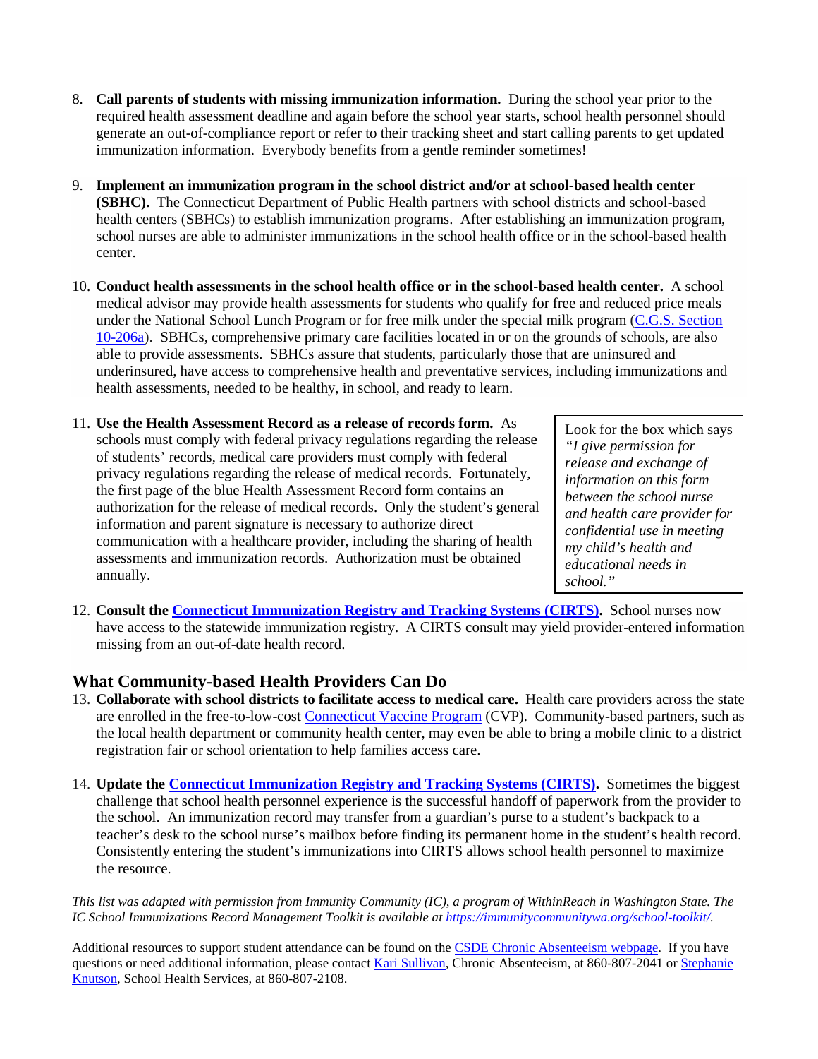8. **Call parents of students with missing immunization information.** During the school year prior to the required health assessment deadline and again before the school year starts, school health personnel should generate an out-of-compliance report or refer to their tracking sheet and start calling parents to get updated immunization information. Everybody benefits from a gentle reminder sometimes!

9. **Implement an immunization program in the school district and/or at school-based health center (SBHC).** The Connecticut Department of Public Health partners with school districts and school-based health centers (SBHCs) to establish immunization programs. After establishing an immunization program, school nurses are able to administer immunizations in the school health office or in the school-based health center.

10. **Conduct health assessments in the school health office or in the school-based health center.** A school medical advisor may provide health assessments for students who qualify for free and reduced price meals under the National School Lunch Program or for free milk under the special milk program (C.G.S. Section 10-206a). SBHCs, comprehensive primary care facilities located in or on the grounds of schools, are also able to provide assessments. SBHCs assure that students, particularly those that are uninsured and underinsured, have access to comprehensive health and preventative services, including immunizations and health assessments, needed to be healthy, in school, and ready to learn.

11. **Use the Health Assessment Record as a release of records form.** As schools must comply with federal privacy regulations regarding the release of students' records, medical care providers must comply with federal privacy regulations regarding the release of medical records. Fortunately, the first page of the blue Health Assessment Record form contains an authorization for the release of medical records. Only the student's general information and parent signature is necessary to authorize direct communication with a healthcare provider, including the sharing of health assessments and immunization records. Authorization must be obtained annually.

> Look for the box which says *"I give permission for release and exchange of information on this form between the school nurse and health care provider for confidential use in meeting my child's health and educational needs in school."*

12. **Consult the Connecticut Immunization Registry and Tracking Systems (CIRTS).** School nurses now have access to the statewide immunization registry. A CIRTS consult may yield provider-entered information missing from an out-of-date health record.

## What Community-based Health Providers Can Do

13. **Collaborate with school districts to facilitate access to medical care.** Health care providers across the state are enrolled in the free-to-low-cost Connecticut Vaccine Program (CVP). Community-based partners, such as the local health department or community health center, may even be able to bring a mobile clinic to a district registration fair or school orientation to help families access care.

14. **Update the Connecticut Immunization Registry and Tracking Systems (CIRTS).** Sometimes the biggest challenge that school health personnel experience is the successful handoff of paperwork from the provider to the school. An immunization record may transfer from a guardian's purse to a student's backpack to a teacher's desk to the school nurse's mailbox before finding its permanent home in the student's health record. Consistently entering the student's immunizations into CIRTS allows school health personnel to maximize the resource.

*This list was adapted with permission from Immunity Community (IC), a program of WithinReach in Washington State. The IC School Immunizations Record Management Toolkit is available at https://immunitycommunitywa.org/school-toolkit/.*

Additional resources to support student attendance can be found on the CSDE Chronic Absenteeism webpage. If you have questions or need additional information, please contact Kari Sullivan, Chronic Absenteeism, at 860-807-2041 or Stephanie Knutson, School Health Services, at 860-807-2108.